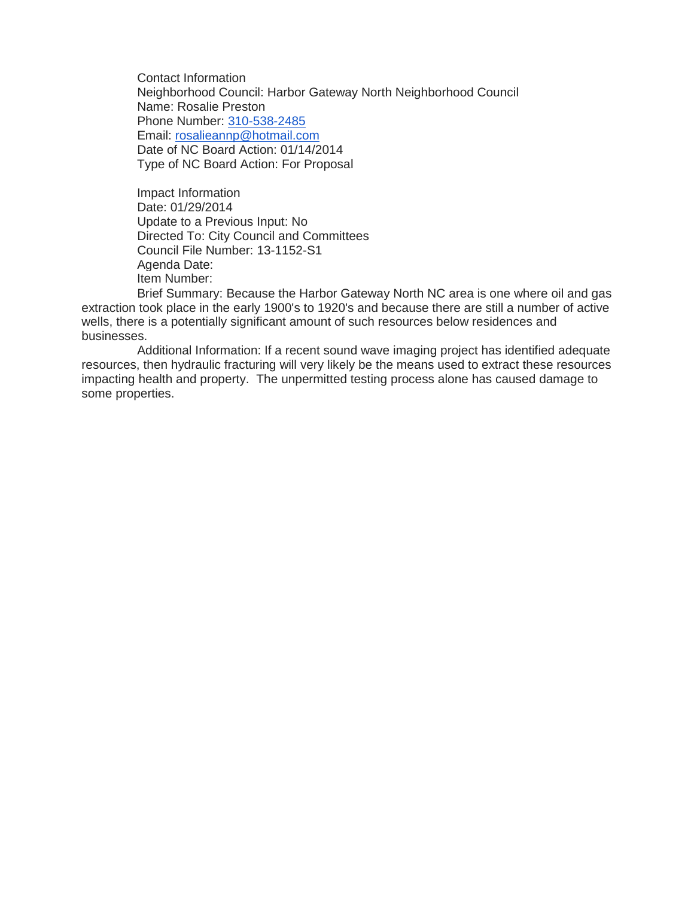Contact Information
Neighborhood Council: Harbor Gateway North Neighborhood Council
Name: Rosalie Preston
Phone Number: 310-538-2485
Email: rosalieannp@hotmail.com
Date of NC Board Action: 01/14/2014
Type of NC Board Action: For Proposal

Impact Information
Date: 01/29/2014
Update to a Previous Input: No
Directed To: City Council and Committees
Council File Number: 13-1152-S1
Agenda Date:
Item Number:

Brief Summary: Because the Harbor Gateway North NC area is one where oil and gas extraction took place in the early 1900's to 1920's and because there are still a number of active wells, there is a potentially significant amount of such resources below residences and businesses.

Additional Information: If a recent sound wave imaging project has identified adequate resources, then hydraulic fracturing will very likely be the means used to extract these resources impacting health and property. The unpermitted testing process alone has caused damage to some properties.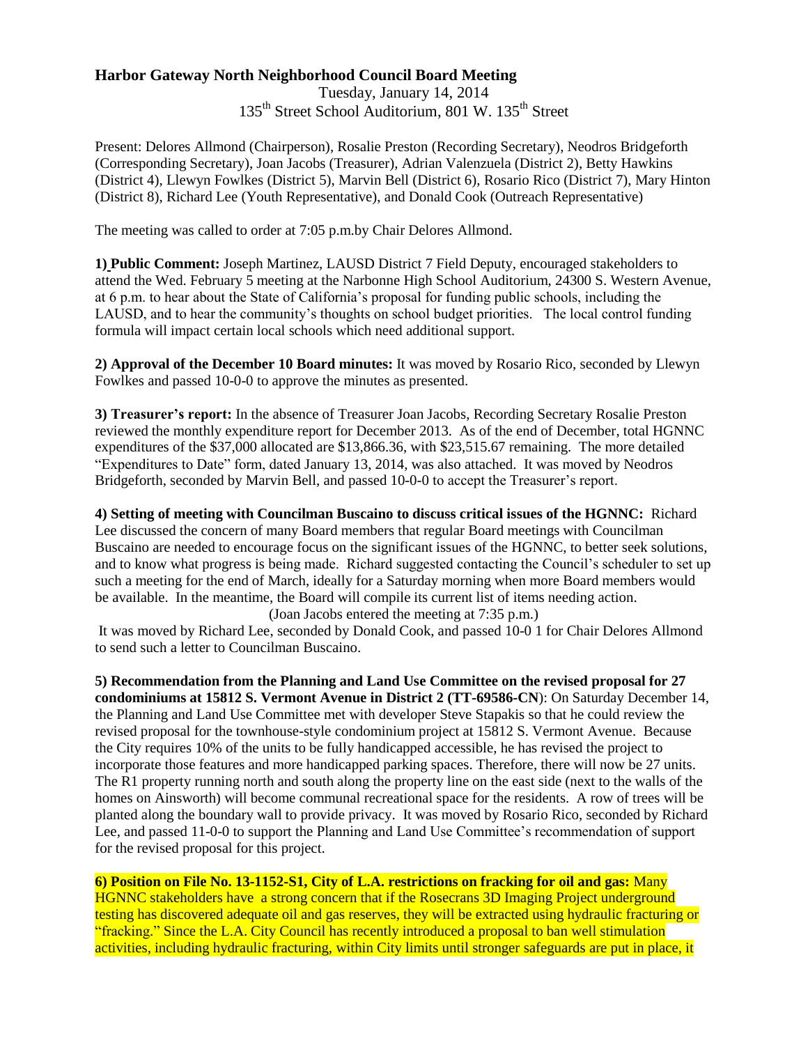# Harbor Gateway North Neighborhood Council Board Meeting

Tuesday, January 14, 2014
135th Street School Auditorium, 801 W. 135th Street

Present: Delores Allmond (Chairperson), Rosalie Preston (Recording Secretary), Neodros Bridgeforth (Corresponding Secretary), Joan Jacobs (Treasurer), Adrian Valenzuela (District 2), Betty Hawkins (District 4), Llewyn Fowlkes (District 5), Marvin Bell (District 6), Rosario Rico (District 7), Mary Hinton (District 8), Richard Lee (Youth Representative), and Donald Cook (Outreach Representative)

The meeting was called to order at 7:05 p.m.by Chair Delores Allmond.

**1) Public Comment:** Joseph Martinez, LAUSD District 7 Field Deputy, encouraged stakeholders to attend the Wed. February 5 meeting at the Narbonne High School Auditorium, 24300 S. Western Avenue, at 6 p.m. to hear about the State of California's proposal for funding public schools, including the LAUSD, and to hear the community's thoughts on school budget priorities. The local control funding formula will impact certain local schools which need additional support.

**2) Approval of the December 10 Board minutes:** It was moved by Rosario Rico, seconded by Llewyn Fowlkes and passed 10-0-0 to approve the minutes as presented.

**3) Treasurer's report:** In the absence of Treasurer Joan Jacobs, Recording Secretary Rosalie Preston reviewed the monthly expenditure report for December 2013. As of the end of December, total HGNNC expenditures of the $37,000 allocated are $13,866.36, with $23,515.67 remaining. The more detailed "Expenditures to Date" form, dated January 13, 2014, was also attached. It was moved by Neodros Bridgeforth, seconded by Marvin Bell, and passed 10-0-0 to accept the Treasurer's report.

**4) Setting of meeting with Councilman Buscaino to discuss critical issues of the HGNNC:** Richard Lee discussed the concern of many Board members that regular Board meetings with Councilman Buscaino are needed to encourage focus on the significant issues of the HGNNC, to better seek solutions, and to know what progress is being made. Richard suggested contacting the Council's scheduler to set up such a meeting for the end of March, ideally for a Saturday morning when more Board members would be available. In the meantime, the Board will compile its current list of items needing action.

(Joan Jacobs entered the meeting at 7:35 p.m.)

It was moved by Richard Lee, seconded by Donald Cook, and passed 10-0 1 for Chair Delores Allmond to send such a letter to Councilman Buscaino.

**5) Recommendation from the Planning and Land Use Committee on the revised proposal for 27 condominiums at 15812 S. Vermont Avenue in District 2 (TT-69586-CN**): On Saturday December 14, the Planning and Land Use Committee met with developer Steve Stapakis so that he could review the revised proposal for the townhouse-style condominium project at 15812 S. Vermont Avenue. Because the City requires 10% of the units to be fully handicapped accessible, he has revised the project to incorporate those features and more handicapped parking spaces. Therefore, there will now be 27 units. The R1 property running north and south along the property line on the east side (next to the walls of the homes on Ainsworth) will become communal recreational space for the residents. A row of trees will be planted along the boundary wall to provide privacy. It was moved by Rosario Rico, seconded by Richard Lee, and passed 11-0-0 to support the Planning and Land Use Committee's recommendation of support for the revised proposal for this project.

**6) Position on File No. 13-1152-S1, City of L.A. restrictions on fracking for oil and gas:** Many HGNNC stakeholders have a strong concern that if the Rosecrans 3D Imaging Project underground testing has discovered adequate oil and gas reserves, they will be extracted using hydraulic fracturing or "fracking." Since the L.A. City Council has recently introduced a proposal to ban well stimulation activities, including hydraulic fracturing, within City limits until stronger safeguards are put in place, it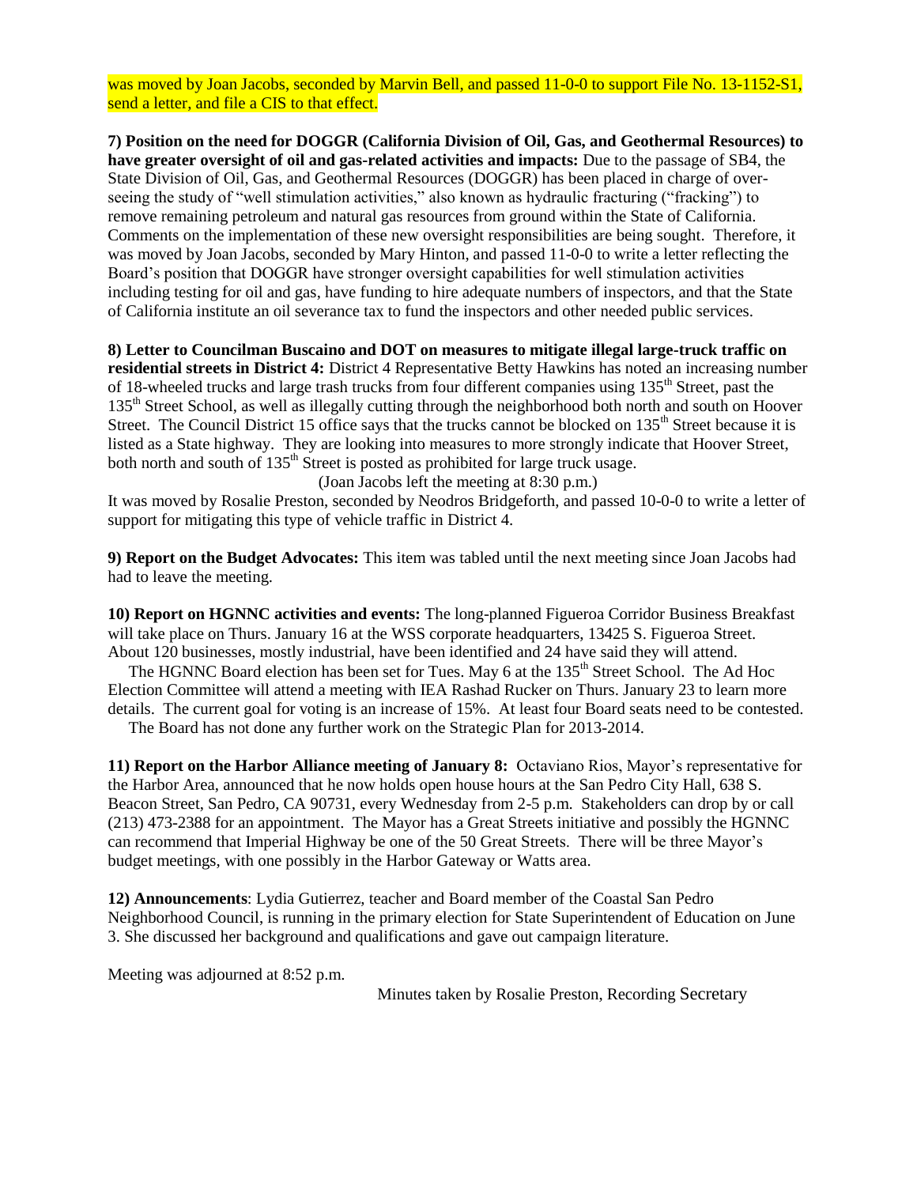was moved by Joan Jacobs, seconded by Marvin Bell, and passed 11-0-0 to support File No. 13-1152-S1, send a letter, and file a CIS to that effect.

**7) Position on the need for DOGGR (California Division of Oil, Gas, and Geothermal Resources) to have greater oversight of oil and gas-related activities and impacts:** Due to the passage of SB4, the State Division of Oil, Gas, and Geothermal Resources (DOGGR) has been placed in charge of over-seeing the study of "well stimulation activities," also known as hydraulic fracturing ("fracking") to remove remaining petroleum and natural gas resources from ground within the State of California. Comments on the implementation of these new oversight responsibilities are being sought. Therefore, it was moved by Joan Jacobs, seconded by Mary Hinton, and passed 11-0-0 to write a letter reflecting the Board's position that DOGGR have stronger oversight capabilities for well stimulation activities including testing for oil and gas, have funding to hire adequate numbers of inspectors, and that the State of California institute an oil severance tax to fund the inspectors and other needed public services.

**8) Letter to Councilman Buscaino and DOT on measures to mitigate illegal large-truck traffic on residential streets in District 4:** District 4 Representative Betty Hawkins has noted an increasing number of 18-wheeled trucks and large trash trucks from four different companies using 135th Street, past the 135th Street School, as well as illegally cutting through the neighborhood both north and south on Hoover Street. The Council District 15 office says that the trucks cannot be blocked on 135th Street because it is listed as a State highway. They are looking into measures to more strongly indicate that Hoover Street, both north and south of 135th Street is posted as prohibited for large truck usage.

(Joan Jacobs left the meeting at 8:30 p.m.)

It was moved by Rosalie Preston, seconded by Neodros Bridgeforth, and passed 10-0-0 to write a letter of support for mitigating this type of vehicle traffic in District 4.

**9) Report on the Budget Advocates:** This item was tabled until the next meeting since Joan Jacobs had had to leave the meeting.

**10) Report on HGNNC activities and events:** The long-planned Figueroa Corridor Business Breakfast will take place on Thurs. January 16 at the WSS corporate headquarters, 13425 S. Figueroa Street. About 120 businesses, mostly industrial, have been identified and 24 have said they will attend.

The HGNNC Board election has been set for Tues. May 6 at the 135th Street School. The Ad Hoc Election Committee will attend a meeting with IEA Rashad Rucker on Thurs. January 23 to learn more details. The current goal for voting is an increase of 15%. At least four Board seats need to be contested.

The Board has not done any further work on the Strategic Plan for 2013-2014.

**11) Report on the Harbor Alliance meeting of January 8:** Octaviano Rios, Mayor's representative for the Harbor Area, announced that he now holds open house hours at the San Pedro City Hall, 638 S. Beacon Street, San Pedro, CA 90731, every Wednesday from 2-5 p.m. Stakeholders can drop by or call (213) 473-2388 for an appointment. The Mayor has a Great Streets initiative and possibly the HGNNC can recommend that Imperial Highway be one of the 50 Great Streets. There will be three Mayor's budget meetings, with one possibly in the Harbor Gateway or Watts area.

**12) Announcements**: Lydia Gutierrez, teacher and Board member of the Coastal San Pedro Neighborhood Council, is running in the primary election for State Superintendent of Education on June 3. She discussed her background and qualifications and gave out campaign literature.

Meeting was adjourned at 8:52 p.m.

Minutes taken by Rosalie Preston, Recording Secretary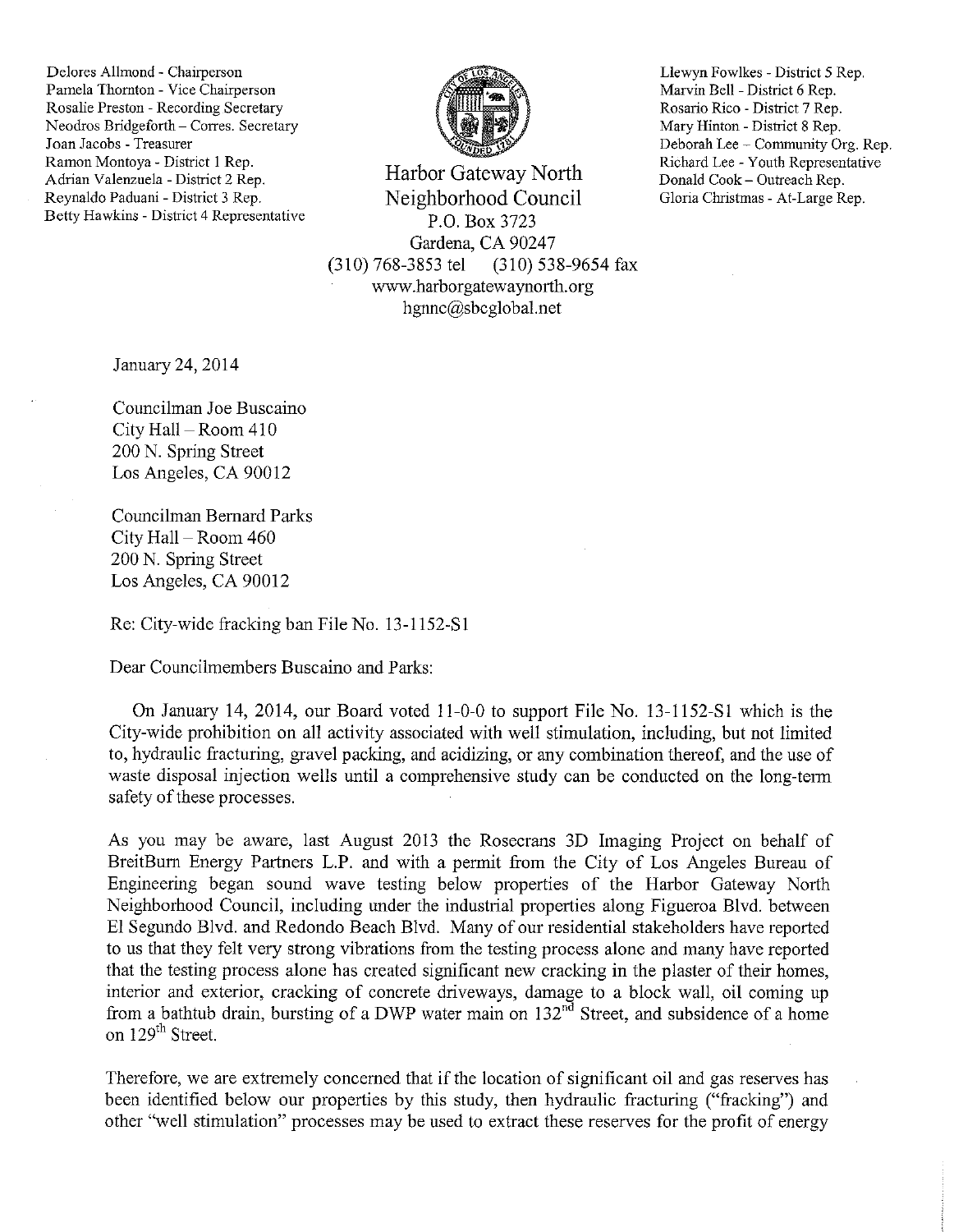Delores Allmond - Chairperson
Pamela Thornton - Vice Chairperson
Rosalie Preston - Recording Secretary
Neodros Bridgeforth – Corres. Secretary
Joan Jacobs - Treasurer
Ramon Montoya - District 1 Rep.
Adrian Valenzuela - District 2 Rep.
Reynaldo Paduani - District 3 Rep.
Betty Hawkins - District 4 Representative

Llewyn Fowlkes - District 5 Rep.
Marvin Bell - District 6 Rep.
Rosario Rico - District 7 Rep.
Mary Hinton - District 8 Rep.
Deborah Lee – Community Org. Rep.
Richard Lee - Youth Representative
Donald Cook – Outreach Rep.
Gloria Christmas - At-Large Rep.

# Harbor Gateway North Neighborhood Council

P.O. Box 3723
Gardena, CA 90247
(310) 768-3853 tel (310) 538-9654 fax
www.harborgatewaynorth.org
hgnnc@sbcglobal.net

January 24, 2014

Councilman Joe Buscaino
City Hall – Room 410
200 N. Spring Street
Los Angeles, CA 90012

Councilman Bernard Parks
City Hall – Room 460
200 N. Spring Street
Los Angeles, CA 90012

Re: City-wide fracking ban File No. 13-1152-S1

Dear Councilmembers Buscaino and Parks:

On January 14, 2014, our Board voted 11-0-0 to support File No. 13-1152-S1 which is the City-wide prohibition on all activity associated with well stimulation, including, but not limited to, hydraulic fracturing, gravel packing, and acidizing, or any combination thereof, and the use of waste disposal injection wells until a comprehensive study can be conducted on the long-term safety of these processes.

As you may be aware, last August 2013 the Rosecrans 3D Imaging Project on behalf of BreitBurn Energy Partners L.P. and with a permit from the City of Los Angeles Bureau of Engineering began sound wave testing below properties of the Harbor Gateway North Neighborhood Council, including under the industrial properties along Figueroa Blvd. between El Segundo Blvd. and Redondo Beach Blvd. Many of our residential stakeholders have reported to us that they felt very strong vibrations from the testing process alone and many have reported that the testing process alone has created significant new cracking in the plaster of their homes, interior and exterior, cracking of concrete driveways, damage to a block wall, oil coming up from a bathtub drain, bursting of a DWP water main on 132nd Street, and subsidence of a home on 129th Street.

Therefore, we are extremely concerned that if the location of significant oil and gas reserves has been identified below our properties by this study, then hydraulic fracturing ("fracking") and other "well stimulation" processes may be used to extract these reserves for the profit of energy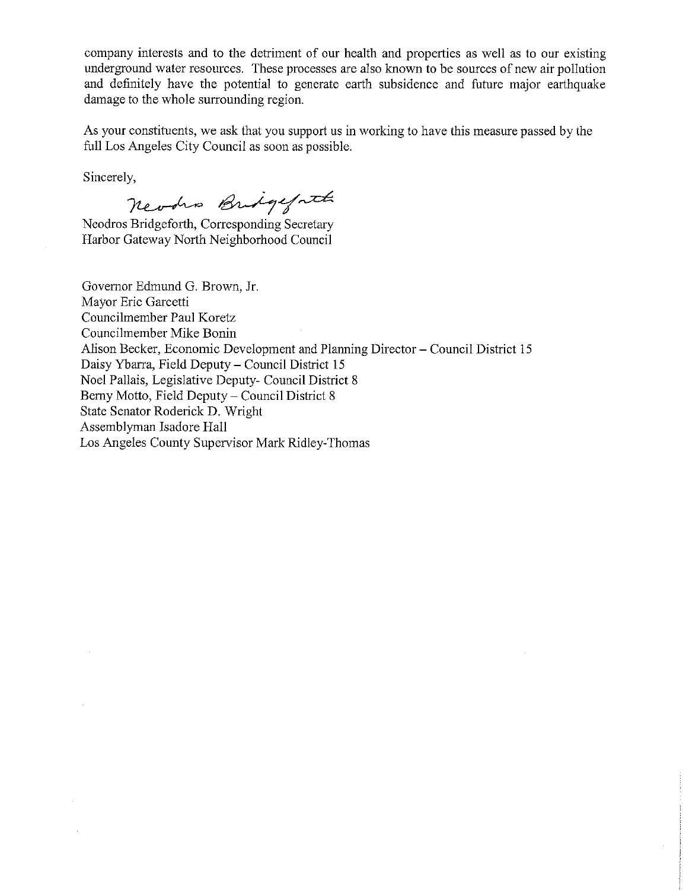company interests and to the detriment of our health and properties as well as to our existing underground water resources. These processes are also known to be sources of new air pollution and definitely have the potential to generate earth subsidence and future major earthquake damage to the whole surrounding region.

As your constituents, we ask that you support us in working to have this measure passed by the full Los Angeles City Council as soon as possible.

Sincerely,

Neodros Bridgeforth

Neodros Bridgeforth, Corresponding Secretary
Harbor Gateway North Neighborhood Council

Governor Edmund G. Brown, Jr.
Mayor Eric Garcetti
Councilmember Paul Koretz
Councilmember Mike Bonin
Alison Becker, Economic Development and Planning Director – Council District 15
Daisy Ybarra, Field Deputy – Council District 15
Noel Pallais, Legislative Deputy- Council District 8
Berny Motto, Field Deputy – Council District 8
State Senator Roderick D. Wright
Assemblyman Isadore Hall
Los Angeles County Supervisor Mark Ridley-Thomas